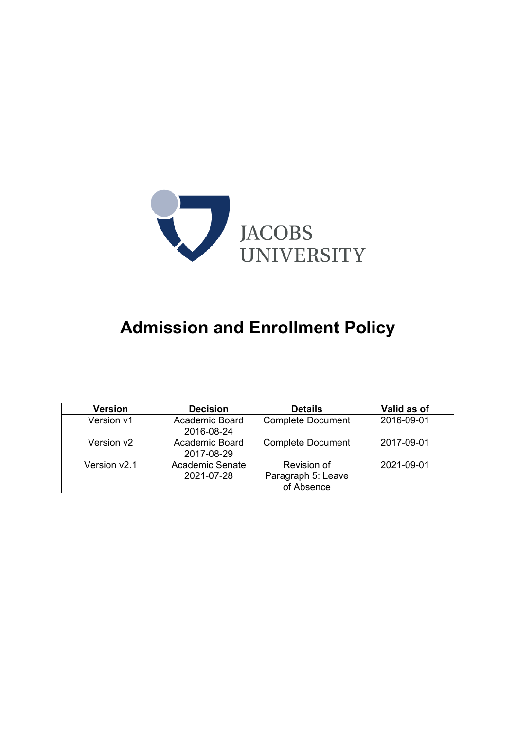JACOBS UNIVERSITY

# Admission and Enrollment Policy

| Version | Decision | Details | Valid as of |
|---|---|---|---|
| Version v1 | Academic Board 2016-08-24 | Complete Document | 2016-09-01 |
| Version v2 | Academic Board 2017-08-29 | Complete Document | 2017-09-01 |
| Version v2.1 | Academic Senate 2021-07-28 | Revision of Paragraph 5: Leave of Absence | 2021-09-01 |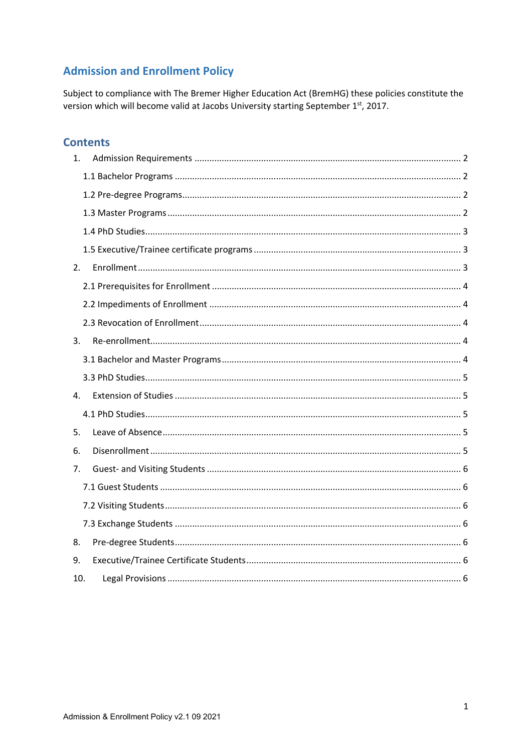# Admission and Enrollment Policy

Subject to compliance with The Bremer Higher Education Act (BremHG) these policies constitute the version which will become valid at Jacobs University starting September 1st, 2017.

## Contents

1. Admission Requirements ........................................................................................................ 2
   - 1.1 Bachelor Programs ........................................................................................................ 2
   - 1.2 Pre-degree Programs...................................................................................................... 2
   - 1.3 Master Programs ........................................................................................................... 2
   - 1.4 PhD Studies.................................................................................................................... 3
   - 1.5 Executive/Trainee certificate programs .......................................................................... 3
2. Enrollment ............................................................................................................................. 3
   - 2.1 Prerequisites for Enrollment .......................................................................................... 4
   - 2.2 Impediments of Enrollment ........................................................................................... 4
   - 2.3 Revocation of Enrollment............................................................................................... 4
3. Re-enrollment.......................................................................................................................... 4
   - 3.1 Bachelor and Master Programs...................................................................................... 4
   - 3.3 PhD Studies.................................................................................................................... 5
4. Extension of Studies ............................................................................................................... 5
   - 4.1 PhD Studies.................................................................................................................... 5
5. Leave of Absence...................................................................................................................... 5
6. Disenrollment .......................................................................................................................... 5
7. Guest- and Visiting Students ................................................................................................... 6
   - 7.1 Guest Students .............................................................................................................. 6
   - 7.2 Visiting Students............................................................................................................ 6
   - 7.3 Exchange Students ........................................................................................................ 6
8. Pre-degree Students................................................................................................................. 6
9. Executive/Trainee Certificate Students.................................................................................... 6
10. Legal Provisions ...................................................................................................................... 6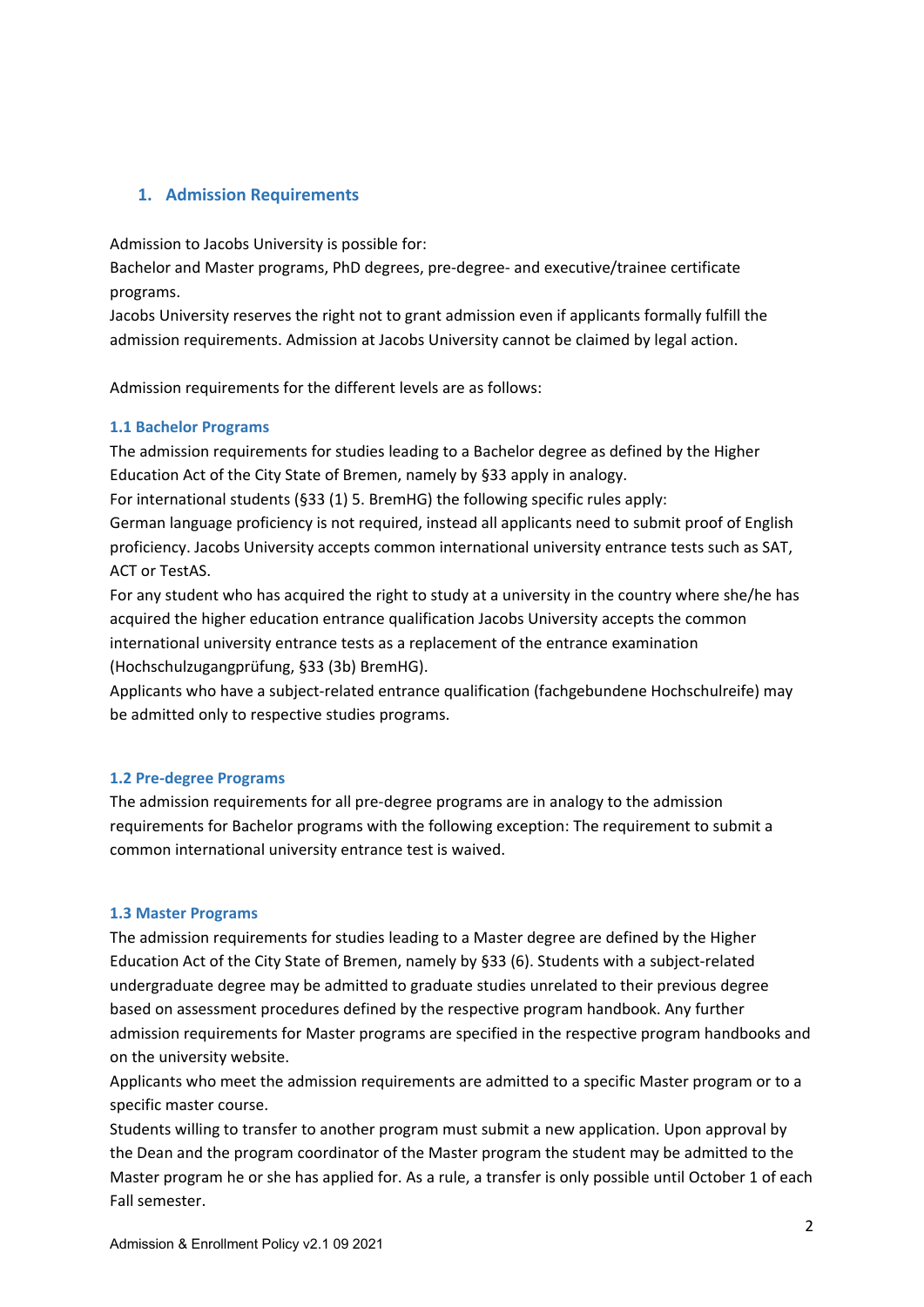## 1. Admission Requirements

Admission to Jacobs University is possible for:
Bachelor and Master programs, PhD degrees, pre-degree- and executive/trainee certificate programs.
Jacobs University reserves the right not to grant admission even if applicants formally fulfill the admission requirements. Admission at Jacobs University cannot be claimed by legal action.

Admission requirements for the different levels are as follows:

### 1.1 Bachelor Programs

The admission requirements for studies leading to a Bachelor degree as defined by the Higher Education Act of the City State of Bremen, namely by §33 apply in analogy.
For international students (§33 (1) 5. BremHG) the following specific rules apply:
German language proficiency is not required, instead all applicants need to submit proof of English proficiency. Jacobs University accepts common international university entrance tests such as SAT, ACT or TestAS.
For any student who has acquired the right to study at a university in the country where she/he has acquired the higher education entrance qualification Jacobs University accepts the common international university entrance tests as a replacement of the entrance examination (Hochschulzugangprüfung, §33 (3b) BremHG).
Applicants who have a subject-related entrance qualification (fachgebundene Hochschulreife) may be admitted only to respective studies programs.

### 1.2 Pre-degree Programs

The admission requirements for all pre-degree programs are in analogy to the admission requirements for Bachelor programs with the following exception: The requirement to submit a common international university entrance test is waived.

### 1.3 Master Programs

The admission requirements for studies leading to a Master degree are defined by the Higher Education Act of the City State of Bremen, namely by §33 (6). Students with a subject-related undergraduate degree may be admitted to graduate studies unrelated to their previous degree based on assessment procedures defined by the respective program handbook. Any further admission requirements for Master programs are specified in the respective program handbooks and on the university website.
Applicants who meet the admission requirements are admitted to a specific Master program or to a specific master course.
Students willing to transfer to another program must submit a new application. Upon approval by the Dean and the program coordinator of the Master program the student may be admitted to the Master program he or she has applied for. As a rule, a transfer is only possible until October 1 of each Fall semester.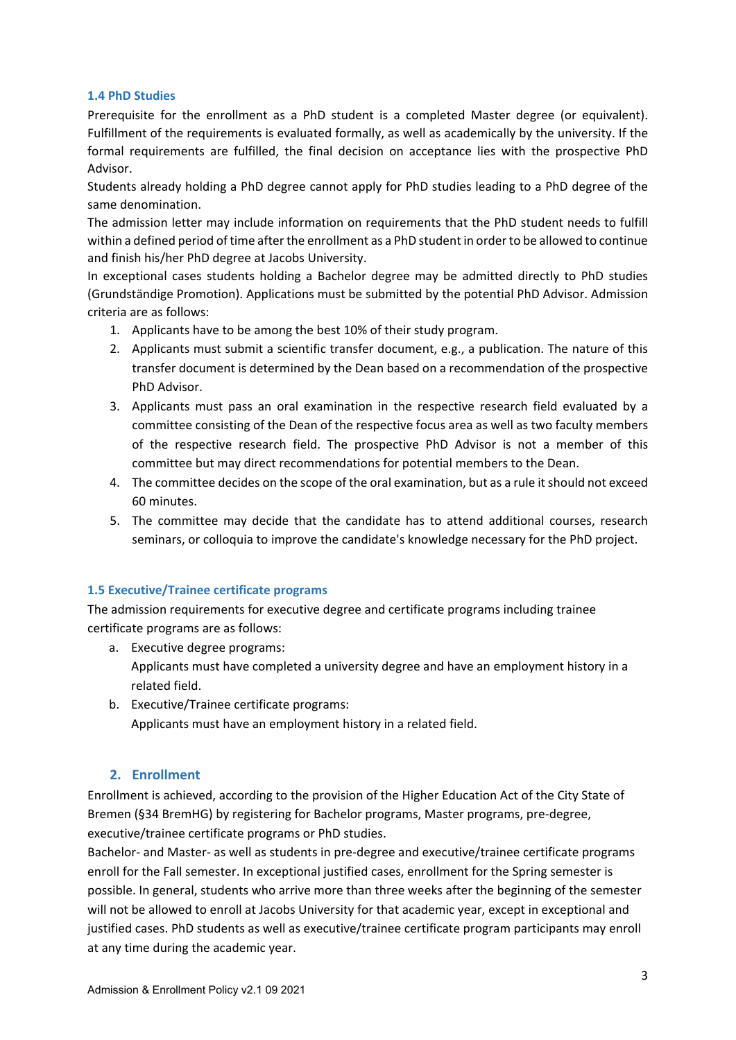### 1.4 PhD Studies

Prerequisite for the enrollment as a PhD student is a completed Master degree (or equivalent). Fulfillment of the requirements is evaluated formally, as well as academically by the university. If the formal requirements are fulfilled, the final decision on acceptance lies with the prospective PhD Advisor.

Students already holding a PhD degree cannot apply for PhD studies leading to a PhD degree of the same denomination.

The admission letter may include information on requirements that the PhD student needs to fulfill within a defined period of time after the enrollment as a PhD student in order to be allowed to continue and finish his/her PhD degree at Jacobs University.

In exceptional cases students holding a Bachelor degree may be admitted directly to PhD studies (Grundständige Promotion). Applications must be submitted by the potential PhD Advisor. Admission criteria are as follows:

1. Applicants have to be among the best 10% of their study program.
2. Applicants must submit a scientific transfer document, e.g., a publication. The nature of this transfer document is determined by the Dean based on a recommendation of the prospective PhD Advisor.
3. Applicants must pass an oral examination in the respective research field evaluated by a committee consisting of the Dean of the respective focus area as well as two faculty members of the respective research field. The prospective PhD Advisor is not a member of this committee but may direct recommendations for potential members to the Dean.
4. The committee decides on the scope of the oral examination, but as a rule it should not exceed 60 minutes.
5. The committee may decide that the candidate has to attend additional courses, research seminars, or colloquia to improve the candidate's knowledge necessary for the PhD project.

### 1.5 Executive/Trainee certificate programs

The admission requirements for executive degree and certificate programs including trainee certificate programs are as follows:

a. Executive degree programs:
   Applicants must have completed a university degree and have an employment history in a related field.
b. Executive/Trainee certificate programs:
   Applicants must have an employment history in a related field.

## 2. Enrollment

Enrollment is achieved, according to the provision of the Higher Education Act of the City State of Bremen (§34 BremHG) by registering for Bachelor programs, Master programs, pre-degree, executive/trainee certificate programs or PhD studies.

Bachelor- and Master- as well as students in pre-degree and executive/trainee certificate programs enroll for the Fall semester. In exceptional justified cases, enrollment for the Spring semester is possible. In general, students who arrive more than three weeks after the beginning of the semester will not be allowed to enroll at Jacobs University for that academic year, except in exceptional and justified cases. PhD students as well as executive/trainee certificate program participants may enroll at any time during the academic year.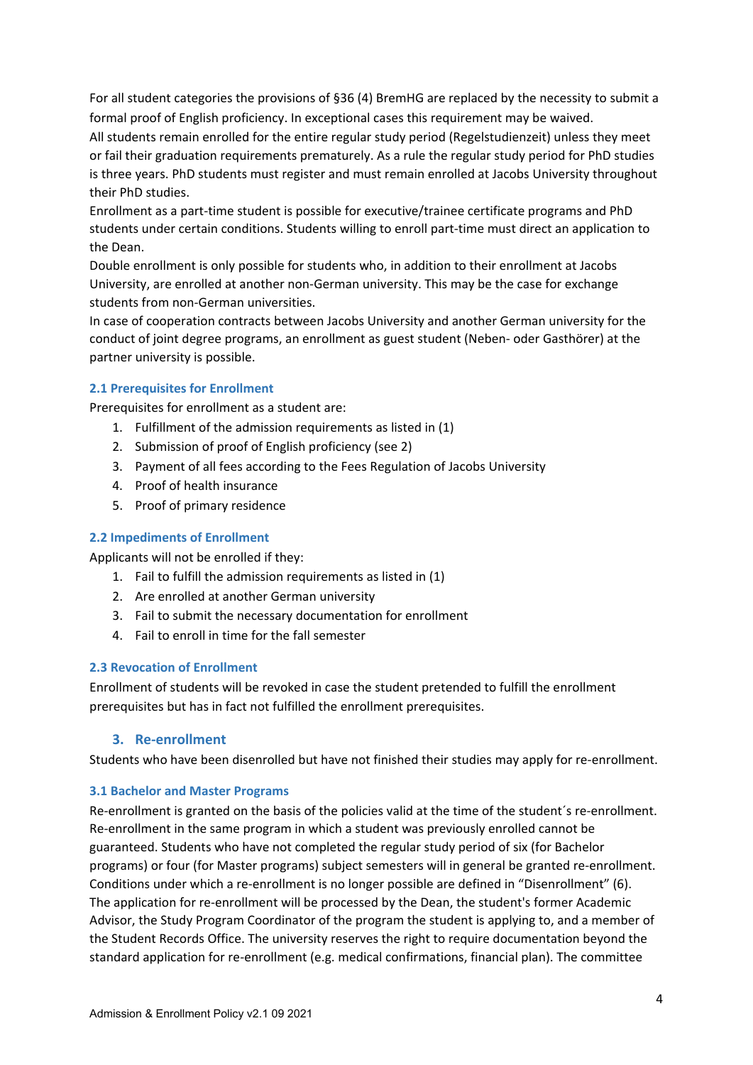For all student categories the provisions of §36 (4) BremHG are replaced by the necessity to submit a formal proof of English proficiency. In exceptional cases this requirement may be waived.

All students remain enrolled for the entire regular study period (Regelstudienzeit) unless they meet or fail their graduation requirements prematurely. As a rule the regular study period for PhD studies is three years. PhD students must register and must remain enrolled at Jacobs University throughout their PhD studies.

Enrollment as a part-time student is possible for executive/trainee certificate programs and PhD students under certain conditions. Students willing to enroll part-time must direct an application to the Dean.

Double enrollment is only possible for students who, in addition to their enrollment at Jacobs University, are enrolled at another non-German university. This may be the case for exchange students from non-German universities.

In case of cooperation contracts between Jacobs University and another German university for the conduct of joint degree programs, an enrollment as guest student (Neben- oder Gasthörer) at the partner university is possible.

### 2.1 Prerequisites for Enrollment

Prerequisites for enrollment as a student are:

1. Fulfillment of the admission requirements as listed in (1)
2. Submission of proof of English proficiency (see 2)
3. Payment of all fees according to the Fees Regulation of Jacobs University
4. Proof of health insurance
5. Proof of primary residence

### 2.2 Impediments of Enrollment

Applicants will not be enrolled if they:

1. Fail to fulfill the admission requirements as listed in (1)
2. Are enrolled at another German university
3. Fail to submit the necessary documentation for enrollment
4. Fail to enroll in time for the fall semester

### 2.3 Revocation of Enrollment

Enrollment of students will be revoked in case the student pretended to fulfill the enrollment prerequisites but has in fact not fulfilled the enrollment prerequisites.

## 3. Re-enrollment

Students who have been disenrolled but have not finished their studies may apply for re-enrollment.

### 3.1 Bachelor and Master Programs

Re-enrollment is granted on the basis of the policies valid at the time of the student´s re-enrollment. Re-enrollment in the same program in which a student was previously enrolled cannot be guaranteed. Students who have not completed the regular study period of six (for Bachelor programs) or four (for Master programs) subject semesters will in general be granted re-enrollment. Conditions under which a re-enrollment is no longer possible are defined in "Disenrollment" (6). The application for re-enrollment will be processed by the Dean, the student's former Academic Advisor, the Study Program Coordinator of the program the student is applying to, and a member of the Student Records Office. The university reserves the right to require documentation beyond the standard application for re-enrollment (e.g. medical confirmations, financial plan). The committee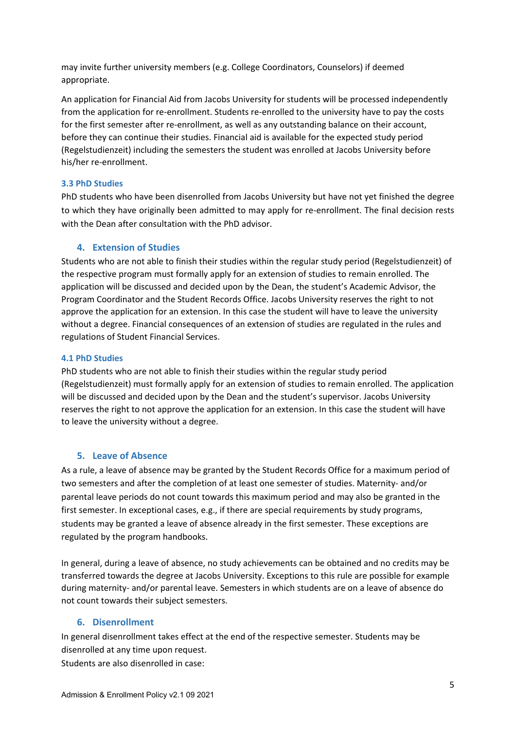may invite further university members (e.g. College Coordinators, Counselors) if deemed appropriate.

An application for Financial Aid from Jacobs University for students will be processed independently from the application for re-enrollment. Students re-enrolled to the university have to pay the costs for the first semester after re-enrollment, as well as any outstanding balance on their account, before they can continue their studies. Financial aid is available for the expected study period (Regelstudienzeit) including the semesters the student was enrolled at Jacobs University before his/her re-enrollment.

### 3.3 PhD Studies

PhD students who have been disenrolled from Jacobs University but have not yet finished the degree to which they have originally been admitted to may apply for re-enrollment. The final decision rests with the Dean after consultation with the PhD advisor.

## 4. Extension of Studies

Students who are not able to finish their studies within the regular study period (Regelstudienzeit) of the respective program must formally apply for an extension of studies to remain enrolled. The application will be discussed and decided upon by the Dean, the student's Academic Advisor, the Program Coordinator and the Student Records Office. Jacobs University reserves the right to not approve the application for an extension. In this case the student will have to leave the university without a degree. Financial consequences of an extension of studies are regulated in the rules and regulations of Student Financial Services.

### 4.1 PhD Studies

PhD students who are not able to finish their studies within the regular study period (Regelstudienzeit) must formally apply for an extension of studies to remain enrolled. The application will be discussed and decided upon by the Dean and the student's supervisor. Jacobs University reserves the right to not approve the application for an extension. In this case the student will have to leave the university without a degree.

## 5. Leave of Absence

As a rule, a leave of absence may be granted by the Student Records Office for a maximum period of two semesters and after the completion of at least one semester of studies. Maternity- and/or parental leave periods do not count towards this maximum period and may also be granted in the first semester. In exceptional cases, e.g., if there are special requirements by study programs, students may be granted a leave of absence already in the first semester. These exceptions are regulated by the program handbooks.

In general, during a leave of absence, no study achievements can be obtained and no credits may be transferred towards the degree at Jacobs University. Exceptions to this rule are possible for example during maternity- and/or parental leave. Semesters in which students are on a leave of absence do not count towards their subject semesters.

## 6. Disenrollment

In general disenrollment takes effect at the end of the respective semester. Students may be disenrolled at any time upon request.
Students are also disenrolled in case: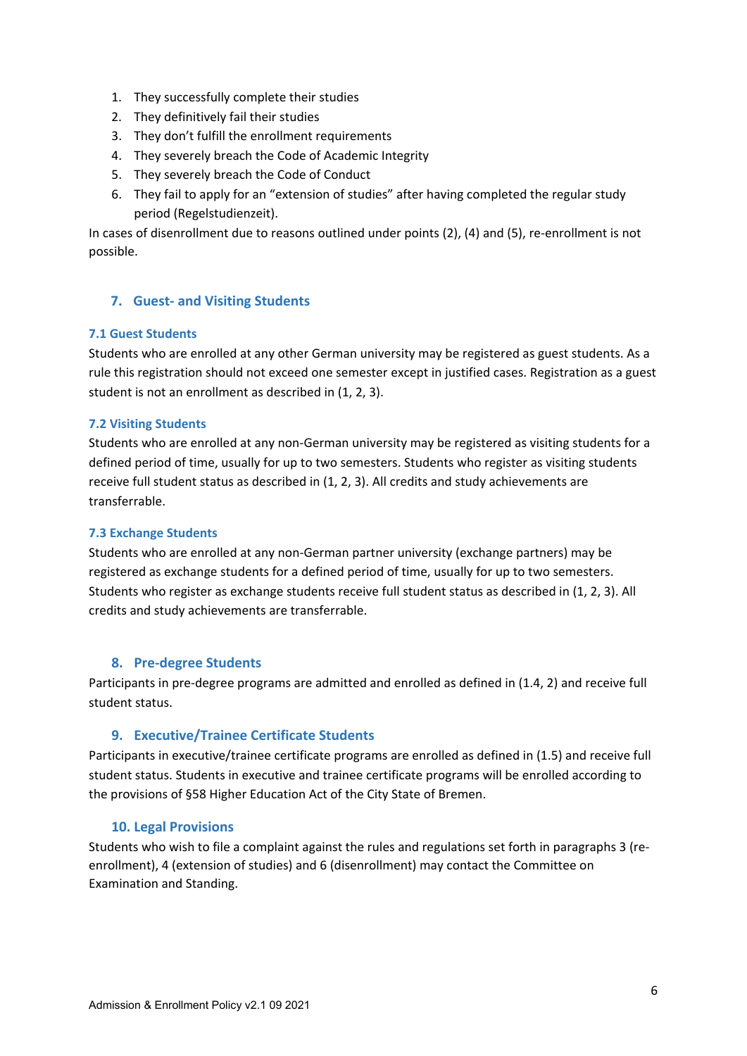1. They successfully complete their studies
2. They definitively fail their studies
3. They don't fulfill the enrollment requirements
4. They severely breach the Code of Academic Integrity
5. They severely breach the Code of Conduct
6. They fail to apply for an "extension of studies" after having completed the regular study period (Regelstudienzeit).

In cases of disenrollment due to reasons outlined under points (2), (4) and (5), re-enrollment is not possible.

## 7. Guest- and Visiting Students

### 7.1 Guest Students

Students who are enrolled at any other German university may be registered as guest students. As a rule this registration should not exceed one semester except in justified cases. Registration as a guest student is not an enrollment as described in (1, 2, 3).

### 7.2 Visiting Students

Students who are enrolled at any non-German university may be registered as visiting students for a defined period of time, usually for up to two semesters. Students who register as visiting students receive full student status as described in (1, 2, 3). All credits and study achievements are transferrable.

### 7.3 Exchange Students

Students who are enrolled at any non-German partner university (exchange partners) may be registered as exchange students for a defined period of time, usually for up to two semesters. Students who register as exchange students receive full student status as described in (1, 2, 3). All credits and study achievements are transferrable.

## 8. Pre-degree Students

Participants in pre-degree programs are admitted and enrolled as defined in (1.4, 2) and receive full student status.

## 9. Executive/Trainee Certificate Students

Participants in executive/trainee certificate programs are enrolled as defined in (1.5) and receive full student status. Students in executive and trainee certificate programs will be enrolled according to the provisions of §58 Higher Education Act of the City State of Bremen.

## 10. Legal Provisions

Students who wish to file a complaint against the rules and regulations set forth in paragraphs 3 (re-enrollment), 4 (extension of studies) and 6 (disenrollment) may contact the Committee on Examination and Standing.